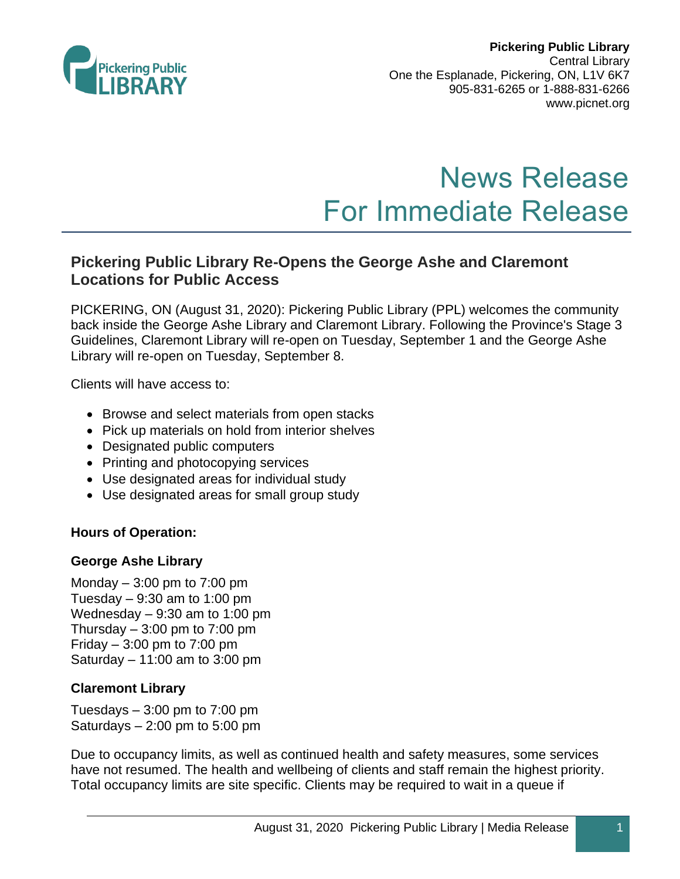**Pickering Public Library**
Central Library
One the Esplanade, Pickering, ON, L1V 6K7
905-831-6265 or 1-888-831-6266
www.picnet.org

# News Release
# For Immediate Release

## Pickering Public Library Re-Opens the George Ashe and Claremont Locations for Public Access

PICKERING, ON (August 31, 2020): Pickering Public Library (PPL) welcomes the community back inside the George Ashe Library and Claremont Library. Following the Province's Stage 3 Guidelines, Claremont Library will re-open on Tuesday, September 1 and the George Ashe Library will re-open on Tuesday, September 8.

Clients will have access to:

- Browse and select materials from open stacks
- Pick up materials on hold from interior shelves
- Designated public computers
- Printing and photocopying services
- Use designated areas for individual study
- Use designated areas for small group study

**Hours of Operation:**

**George Ashe Library**

Monday – 3:00 pm to 7:00 pm
Tuesday – 9:30 am to 1:00 pm
Wednesday – 9:30 am to 1:00 pm
Thursday – 3:00 pm to 7:00 pm
Friday – 3:00 pm to 7:00 pm
Saturday – 11:00 am to 3:00 pm

**Claremont Library**

Tuesdays – 3:00 pm to 7:00 pm
Saturdays – 2:00 pm to 5:00 pm

Due to occupancy limits, as well as continued health and safety measures, some services have not resumed. The health and wellbeing of clients and staff remain the highest priority. Total occupancy limits are site specific. Clients may be required to wait in a queue if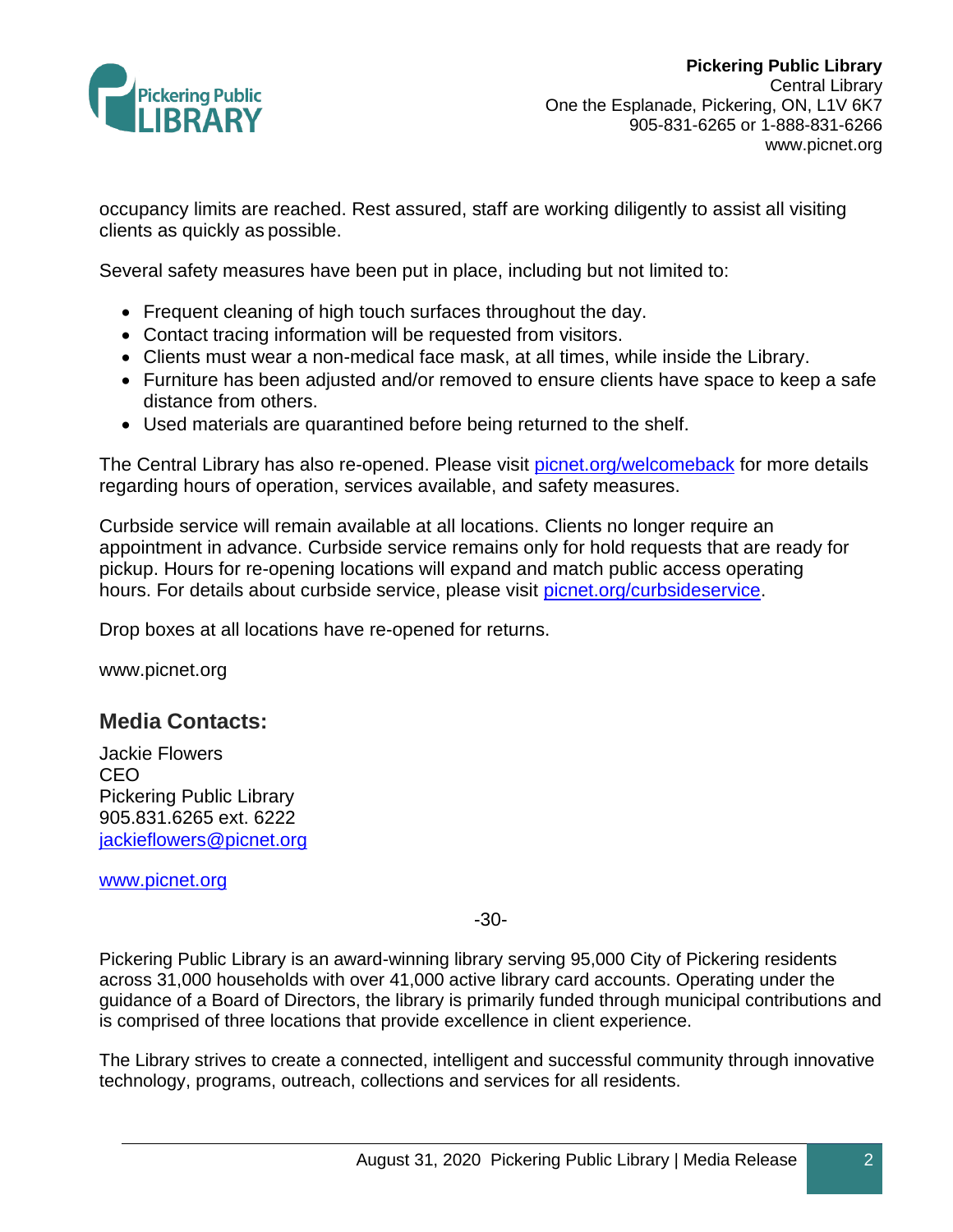occupancy limits are reached. Rest assured, staff are working diligently to assist all visiting clients as quickly as possible.

Several safety measures have been put in place, including but not limited to:

- Frequent cleaning of high touch surfaces throughout the day.
- Contact tracing information will be requested from visitors.
- Clients must wear a non-medical face mask, at all times, while inside the Library.
- Furniture has been adjusted and/or removed to ensure clients have space to keep a safe distance from others.
- Used materials are quarantined before being returned to the shelf.

The Central Library has also re-opened. Please visit [picnet.org/welcomeback](picnet.org/welcomeback) for more details regarding hours of operation, services available, and safety measures.

Curbside service will remain available at all locations. Clients no longer require an appointment in advance. Curbside service remains only for hold requests that are ready for pickup. Hours for re-opening locations will expand and match public access operating hours. For details about curbside service, please visit [picnet.org/curbsideservice](picnet.org/curbsideservice).

Drop boxes at all locations have re-opened for returns.

www.picnet.org

## Media Contacts:

Jackie Flowers
CEO
Pickering Public Library
905.831.6265 ext. 6222
[jackieflowers@picnet.org](mailto:jackieflowers@picnet.org)

[www.picnet.org](www.picnet.org)

-30-

Pickering Public Library is an award-winning library serving 95,000 City of Pickering residents across 31,000 households with over 41,000 active library card accounts. Operating under the guidance of a Board of Directors, the library is primarily funded through municipal contributions and is comprised of three locations that provide excellence in client experience.

The Library strives to create a connected, intelligent and successful community through innovative technology, programs, outreach, collections and services for all residents.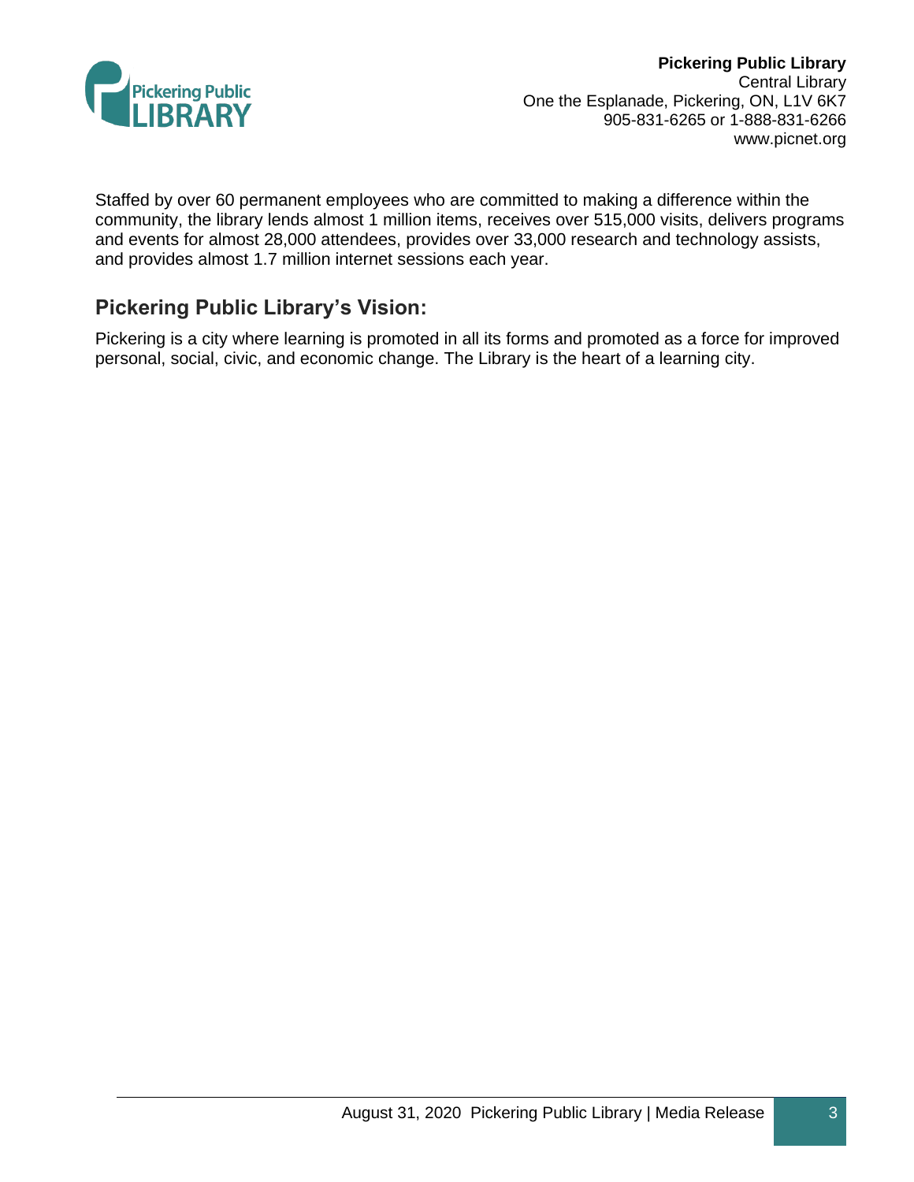**Pickering Public Library**
Central Library
One the Esplanade, Pickering, ON, L1V 6K7
905-831-6265 or 1-888-831-6266
www.picnet.org

Staffed by over 60 permanent employees who are committed to making a difference within the community, the library lends almost 1 million items, receives over 515,000 visits, delivers programs and events for almost 28,000 attendees, provides over 33,000 research and technology assists, and provides almost 1.7 million internet sessions each year.

## Pickering Public Library's Vision:

Pickering is a city where learning is promoted in all its forms and promoted as a force for improved personal, social, civic, and economic change. The Library is the heart of a learning city.